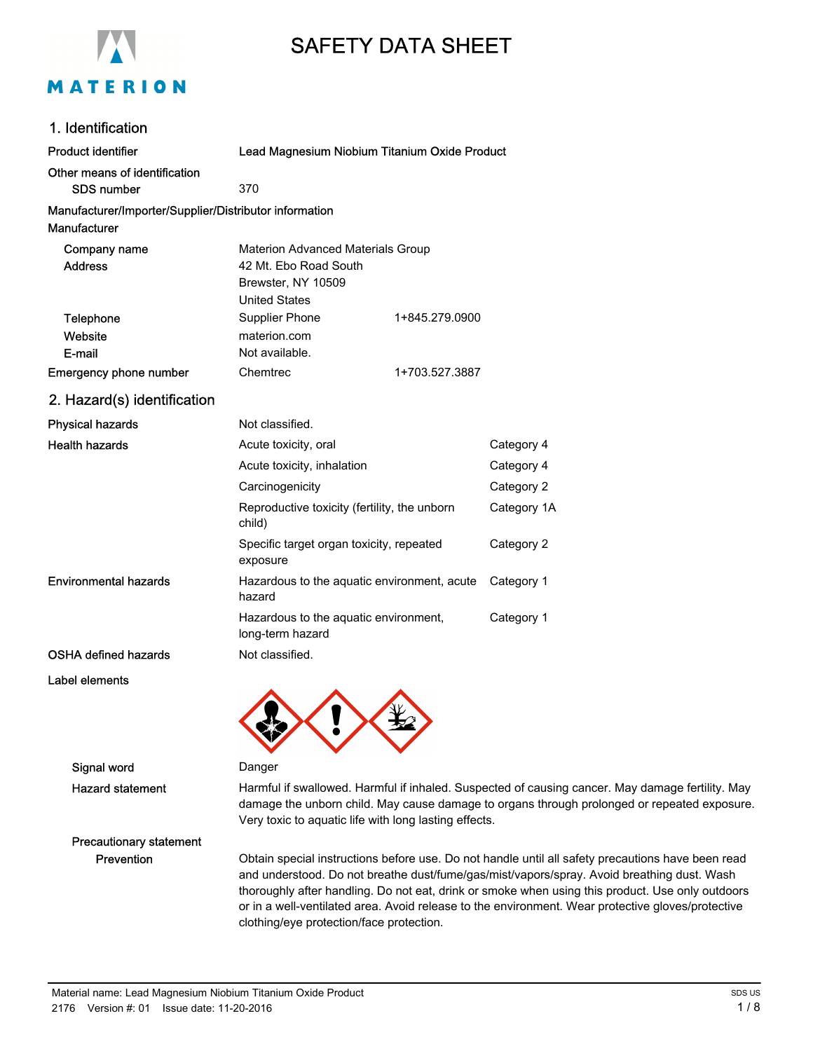# SAFETY DATA SHEET

MATERION

## 1. Identification

| | | |
|---|---|---|
| **Product identifier** | **Lead Magnesium Niobium Titanium Oxide Product** | |
| **Other means of identification** | | |
| SDS number | 370 | |
| **Manufacturer/Importer/Supplier/Distributor information** | | |
| **Manufacturer** | | |
| Company name | Materion Advanced Materials Group | |
| Address | 42 Mt. Ebo Road South<br>Brewster, NY 10509<br>United States | |
| Telephone | Supplier Phone | 1+845.279.0900 |
| Website | materion.com | |
| E-mail | Not available. | |
| **Emergency phone number** | Chemtrec | 1+703.527.3887 |

## 2. Hazard(s) identification

| | | |
|---|---|---|
| **Physical hazards** | Not classified. | |
| **Health hazards** | Acute toxicity, oral | Category 4 |
| | Acute toxicity, inhalation | Category 4 |
| | Carcinogenicity | Category 2 |
| | Reproductive toxicity (fertility, the unborn child) | Category 1A |
| | Specific target organ toxicity, repeated exposure | Category 2 |
| **Environmental hazards** | Hazardous to the aquatic environment, acute hazard | Category 1 |
| | Hazardous to the aquatic environment, long-term hazard | Category 1 |
| **OSHA defined hazards** | Not classified. | |

**Label elements**

**Signal word** Danger

**Hazard statement** Harmful if swallowed. Harmful if inhaled. Suspected of causing cancer. May damage fertility. May damage the unborn child. May cause damage to organs through prolonged or repeated exposure. Very toxic to aquatic life with long lasting effects.

**Precautionary statement**

**Prevention** Obtain special instructions before use. Do not handle until all safety precautions have been read and understood. Do not breathe dust/fume/gas/mist/vapors/spray. Avoid breathing dust. Wash thoroughly after handling. Do not eat, drink or smoke when using this product. Use only outdoors or in a well-ventilated area. Avoid release to the environment. Wear protective gloves/protective clothing/eye protection/face protection.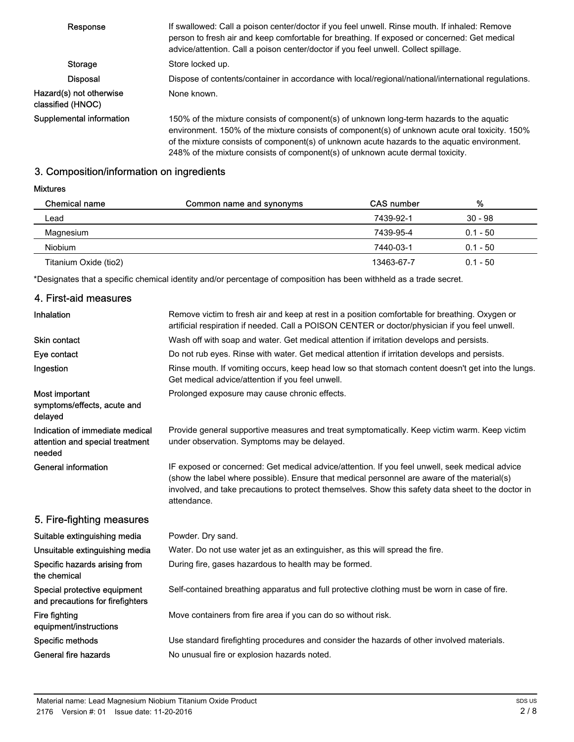| | |
|---|---|
| Response | If swallowed: Call a poison center/doctor if you feel unwell. Rinse mouth. If inhaled: Remove person to fresh air and keep comfortable for breathing. If exposed or concerned: Get medical advice/attention. Call a poison center/doctor if you feel unwell. Collect spillage. |
| Storage | Store locked up. |
| Disposal | Dispose of contents/container in accordance with local/regional/national/international regulations. |
| Hazard(s) not otherwise classified (HNOC) | None known. |
| Supplemental information | 150% of the mixture consists of component(s) of unknown long-term hazards to the aquatic environment. 150% of the mixture consists of component(s) of unknown acute oral toxicity. 150% of the mixture consists of component(s) of unknown acute hazards to the aquatic environment. 248% of the mixture consists of component(s) of unknown acute dermal toxicity. |

## 3. Composition/information on ingredients

**Mixtures**

| Chemical name | Common name and synonyms | CAS number | % |
|---|---|---|---|
| Lead | | 7439-92-1 | 30 - 98 |
| Magnesium | | 7439-95-4 | 0.1 - 50 |
| Niobium | | 7440-03-1 | 0.1 - 50 |
| Titanium Oxide (tio2) | | 13463-67-7 | 0.1 - 50 |

*Designates that a specific chemical identity and/or percentage of composition has been withheld as a trade secret.

## 4. First-aid measures

| | |
|---|---|
| Inhalation | Remove victim to fresh air and keep at rest in a position comfortable for breathing. Oxygen or artificial respiration if needed. Call a POISON CENTER or doctor/physician if you feel unwell. |
| Skin contact | Wash off with soap and water. Get medical attention if irritation develops and persists. |
| Eye contact | Do not rub eyes. Rinse with water. Get medical attention if irritation develops and persists. |
| Ingestion | Rinse mouth. If vomiting occurs, keep head low so that stomach content doesn't get into the lungs. Get medical advice/attention if you feel unwell. |
| Most important symptoms/effects, acute and delayed | Prolonged exposure may cause chronic effects. |
| Indication of immediate medical attention and special treatment needed | Provide general supportive measures and treat symptomatically. Keep victim warm. Keep victim under observation. Symptoms may be delayed. |
| General information | IF exposed or concerned: Get medical advice/attention. If you feel unwell, seek medical advice (show the label where possible). Ensure that medical personnel are aware of the material(s) involved, and take precautions to protect themselves. Show this safety data sheet to the doctor in attendance. |

## 5. Fire-fighting measures

| | |
|---|---|
| Suitable extinguishing media | Powder. Dry sand. |
| Unsuitable extinguishing media | Water. Do not use water jet as an extinguisher, as this will spread the fire. |
| Specific hazards arising from the chemical | During fire, gases hazardous to health may be formed. |
| Special protective equipment and precautions for firefighters | Self-contained breathing apparatus and full protective clothing must be worn in case of fire. |
| Fire fighting equipment/instructions | Move containers from fire area if you can do so without risk. |
| Specific methods | Use standard firefighting procedures and consider the hazards of other involved materials. |
| General fire hazards | No unusual fire or explosion hazards noted. |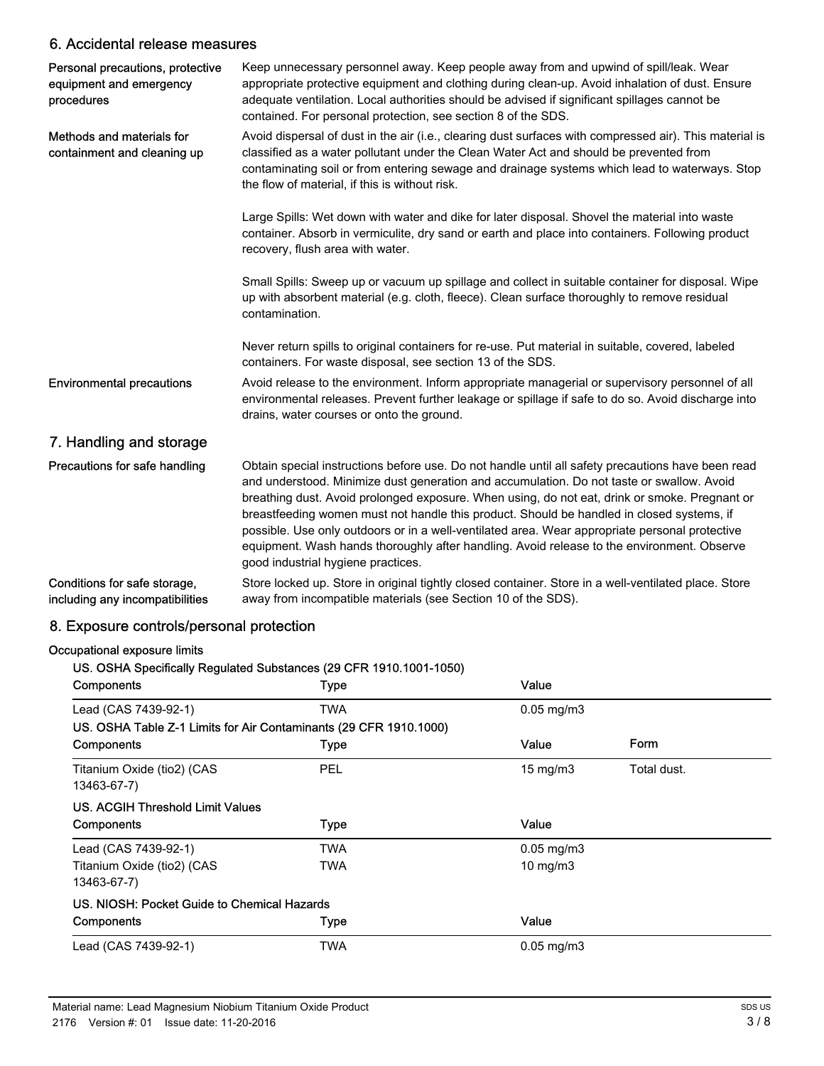## 6. Accidental release measures

**Personal precautions, protective equipment and emergency procedures**

Keep unnecessary personnel away. Keep people away from and upwind of spill/leak. Wear appropriate protective equipment and clothing during clean-up. Avoid inhalation of dust. Ensure adequate ventilation. Local authorities should be advised if significant spillages cannot be contained. For personal protection, see section 8 of the SDS.

**Methods and materials for containment and cleaning up**

Avoid dispersal of dust in the air (i.e., clearing dust surfaces with compressed air). This material is classified as a water pollutant under the Clean Water Act and should be prevented from contaminating soil or from entering sewage and drainage systems which lead to waterways. Stop the flow of material, if this is without risk.

Large Spills: Wet down with water and dike for later disposal. Shovel the material into waste container. Absorb in vermiculite, dry sand or earth and place into containers. Following product recovery, flush area with water.

Small Spills: Sweep up or vacuum up spillage and collect in suitable container for disposal. Wipe up with absorbent material (e.g. cloth, fleece). Clean surface thoroughly to remove residual contamination.

Never return spills to original containers for re-use. Put material in suitable, covered, labeled containers. For waste disposal, see section 13 of the SDS.

**Environmental precautions**

Avoid release to the environment. Inform appropriate managerial or supervisory personnel of all environmental releases. Prevent further leakage or spillage if safe to do so. Avoid discharge into drains, water courses or onto the ground.

## 7. Handling and storage

**Precautions for safe handling**

Obtain special instructions before use. Do not handle until all safety precautions have been read and understood. Minimize dust generation and accumulation. Do not taste or swallow. Avoid breathing dust. Avoid prolonged exposure. When using, do not eat, drink or smoke. Pregnant or breastfeeding women must not handle this product. Should be handled in closed systems, if possible. Use only outdoors or in a well-ventilated area. Wear appropriate personal protective equipment. Wash hands thoroughly after handling. Avoid release to the environment. Observe good industrial hygiene practices.

**Conditions for safe storage, including any incompatibilities**

Store locked up. Store in original tightly closed container. Store in a well-ventilated place. Store away from incompatible materials (see Section 10 of the SDS).

## 8. Exposure controls/personal protection

**Occupational exposure limits**

**US. OSHA Specifically Regulated Substances (29 CFR 1910.1001-1050)**

| Components | Type | Value |
|---|---|---|
| Lead (CAS 7439-92-1) | TWA | 0.05 mg/m3 |

**US. OSHA Table Z-1 Limits for Air Contaminants (29 CFR 1910.1000)**

| Components | Type | Value | Form |
|---|---|---|---|
| Titanium Oxide (tio2) (CAS 13463-67-7) | PEL | 15 mg/m3 | Total dust. |

**US. ACGIH Threshold Limit Values**

| Components | Type | Value |
|---|---|---|
| Lead (CAS 7439-92-1) | TWA | 0.05 mg/m3 |
| Titanium Oxide (tio2) (CAS 13463-67-7) | TWA | 10 mg/m3 |

**US. NIOSH: Pocket Guide to Chemical Hazards**

| Components | Type | Value |
|---|---|---|
| Lead (CAS 7439-92-1) | TWA | 0.05 mg/m3 |

Material name: Lead Magnesium Niobium Titanium Oxide Product
2176 Version #: 01 Issue date: 11-20-2016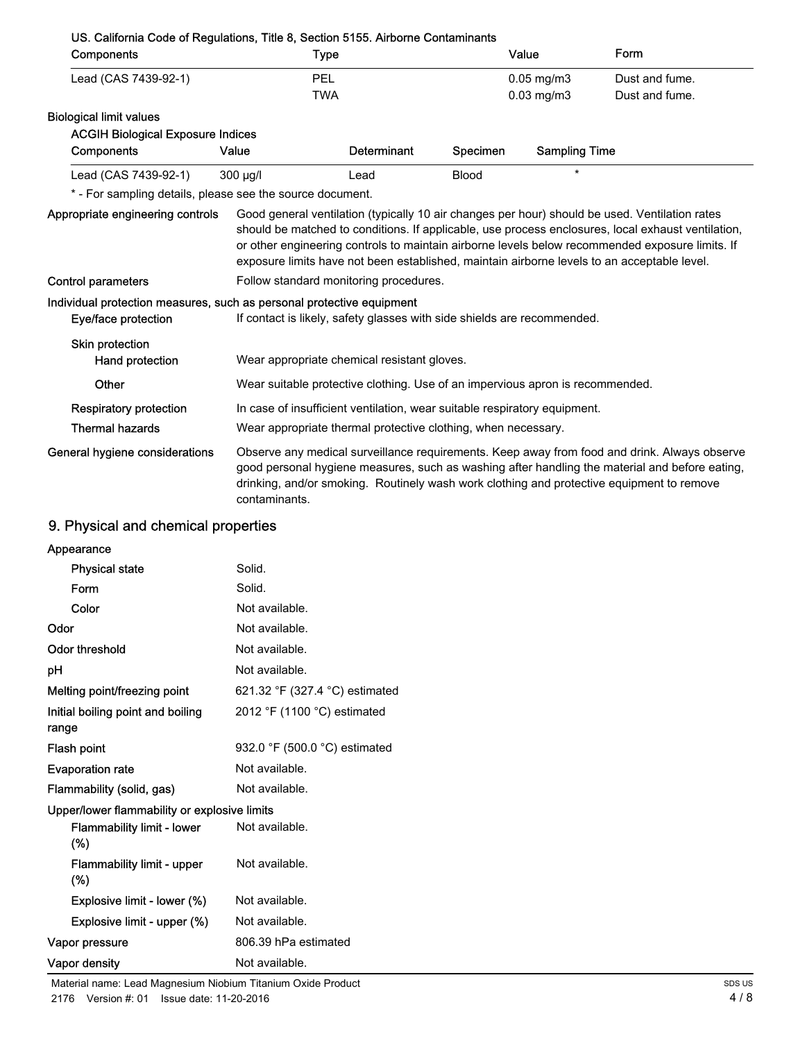**US. California Code of Regulations, Title 8, Section 5155. Airborne Contaminants**

| Components | Type | Value | Form |
|---|---|---|---|
| Lead (CAS 7439-92-1) | PEL | 0.05 mg/m3 | Dust and fume. |
| | TWA | 0.03 mg/m3 | Dust and fume. |

**Biological limit values**

**ACGIH Biological Exposure Indices**

| Components | Value | Determinant | Specimen | Sampling Time |
|---|---|---|---|---|
| Lead (CAS 7439-92-1) | 300 µg/l | Lead | Blood | * |

\* - For sampling details, please see the source document.

**Appropriate engineering controls** Good general ventilation (typically 10 air changes per hour) should be used. Ventilation rates should be matched to conditions. If applicable, use process enclosures, local exhaust ventilation, or other engineering controls to maintain airborne levels below recommended exposure limits. If exposure limits have not been established, maintain airborne levels to an acceptable level.

**Control parameters** Follow standard monitoring procedures.

**Individual protection measures, such as personal protective equipment**

**Eye/face protection** If contact is likely, safety glasses with side shields are recommended.

**Skin protection**

**Hand protection** Wear appropriate chemical resistant gloves.

**Other** Wear suitable protective clothing. Use of an impervious apron is recommended.

**Respiratory protection** In case of insufficient ventilation, wear suitable respiratory equipment.

**Thermal hazards** Wear appropriate thermal protective clothing, when necessary.

**General hygiene considerations** Observe any medical surveillance requirements. Keep away from food and drink. Always observe good personal hygiene measures, such as washing after handling the material and before eating, drinking, and/or smoking. Routinely wash work clothing and protective equipment to remove contaminants.

## 9. Physical and chemical properties

**Appearance**

| | |
|---|---|
| Physical state | Solid. |
| Form | Solid. |
| Color | Not available. |
| Odor | Not available. |
| Odor threshold | Not available. |
| pH | Not available. |
| Melting point/freezing point | 621.32 °F (327.4 °C) estimated |
| Initial boiling point and boiling range | 2012 °F (1100 °C) estimated |
| Flash point | 932.0 °F (500.0 °C) estimated |
| Evaporation rate | Not available. |
| Flammability (solid, gas) | Not available. |

**Upper/lower flammability or explosive limits**

| | |
|---|---|
| Flammability limit - lower (%) | Not available. |
| Flammability limit - upper (%) | Not available. |
| Explosive limit - lower (%) | Not available. |
| Explosive limit - upper (%) | Not available. |
| Vapor pressure | 806.39 hPa estimated |
| Vapor density | Not available. |

Material name: Lead Magnesium Niobium Titanium Oxide Product
2176 Version #: 01 Issue date: 11-20-2016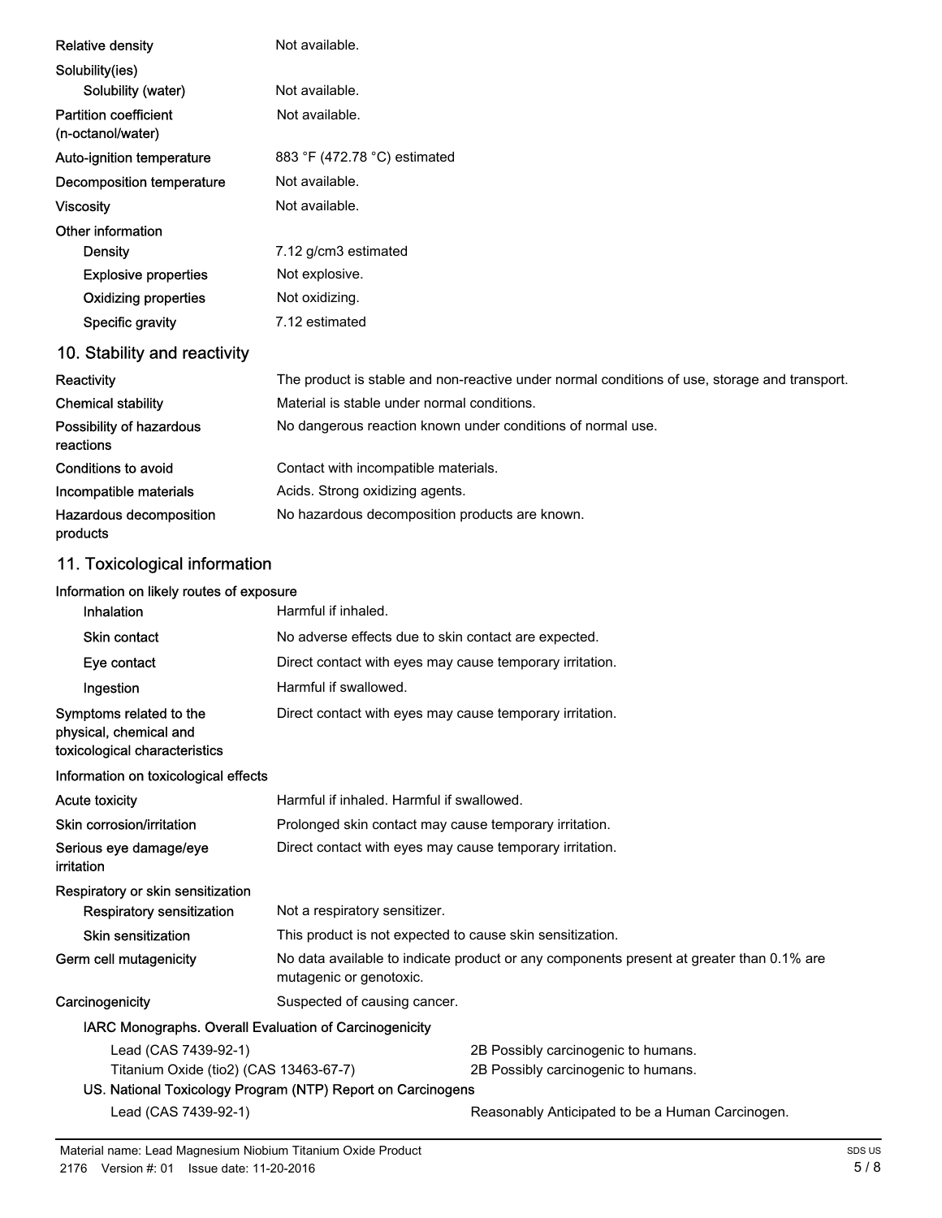| | |
|---|---|
| Relative density | Not available. |
| Solubility(ies) | |
| Solubility (water) | Not available. |
| Partition coefficient (n-octanol/water) | Not available. |
| Auto-ignition temperature | 883 °F (472.78 °C) estimated |
| Decomposition temperature | Not available. |
| Viscosity | Not available. |
| Other information | |
| Density | 7.12 g/cm3 estimated |
| Explosive properties | Not explosive. |
| Oxidizing properties | Not oxidizing. |
| Specific gravity | 7.12 estimated |

## 10. Stability and reactivity

| | |
|---|---|
| Reactivity | The product is stable and non-reactive under normal conditions of use, storage and transport. |
| Chemical stability | Material is stable under normal conditions. |
| Possibility of hazardous reactions | No dangerous reaction known under conditions of normal use. |
| Conditions to avoid | Contact with incompatible materials. |
| Incompatible materials | Acids. Strong oxidizing agents. |
| Hazardous decomposition products | No hazardous decomposition products are known. |

## 11. Toxicological information

**Information on likely routes of exposure**

| | |
|---|---|
| Inhalation | Harmful if inhaled. |
| Skin contact | No adverse effects due to skin contact are expected. |
| Eye contact | Direct contact with eyes may cause temporary irritation. |
| Ingestion | Harmful if swallowed. |
| Symptoms related to the physical, chemical and toxicological characteristics | Direct contact with eyes may cause temporary irritation. |

**Information on toxicological effects**

| | |
|---|---|
| Acute toxicity | Harmful if inhaled. Harmful if swallowed. |
| Skin corrosion/irritation | Prolonged skin contact may cause temporary irritation. |
| Serious eye damage/eye irritation | Direct contact with eyes may cause temporary irritation. |
| Respiratory or skin sensitization | |
| Respiratory sensitization | Not a respiratory sensitizer. |
| Skin sensitization | This product is not expected to cause skin sensitization. |
| Germ cell mutagenicity | No data available to indicate product or any components present at greater than 0.1% are mutagenic or genotoxic. |
| Carcinogenicity | Suspected of causing cancer. |

**IARC Monographs. Overall Evaluation of Carcinogenicity**

| | |
|---|---|
| Lead (CAS 7439-92-1) | 2B Possibly carcinogenic to humans. |
| Titanium Oxide (tio2) (CAS 13463-67-7) | 2B Possibly carcinogenic to humans. |

**US. National Toxicology Program (NTP) Report on Carcinogens**

| | |
|---|---|
| Lead (CAS 7439-92-1) | Reasonably Anticipated to be a Human Carcinogen. |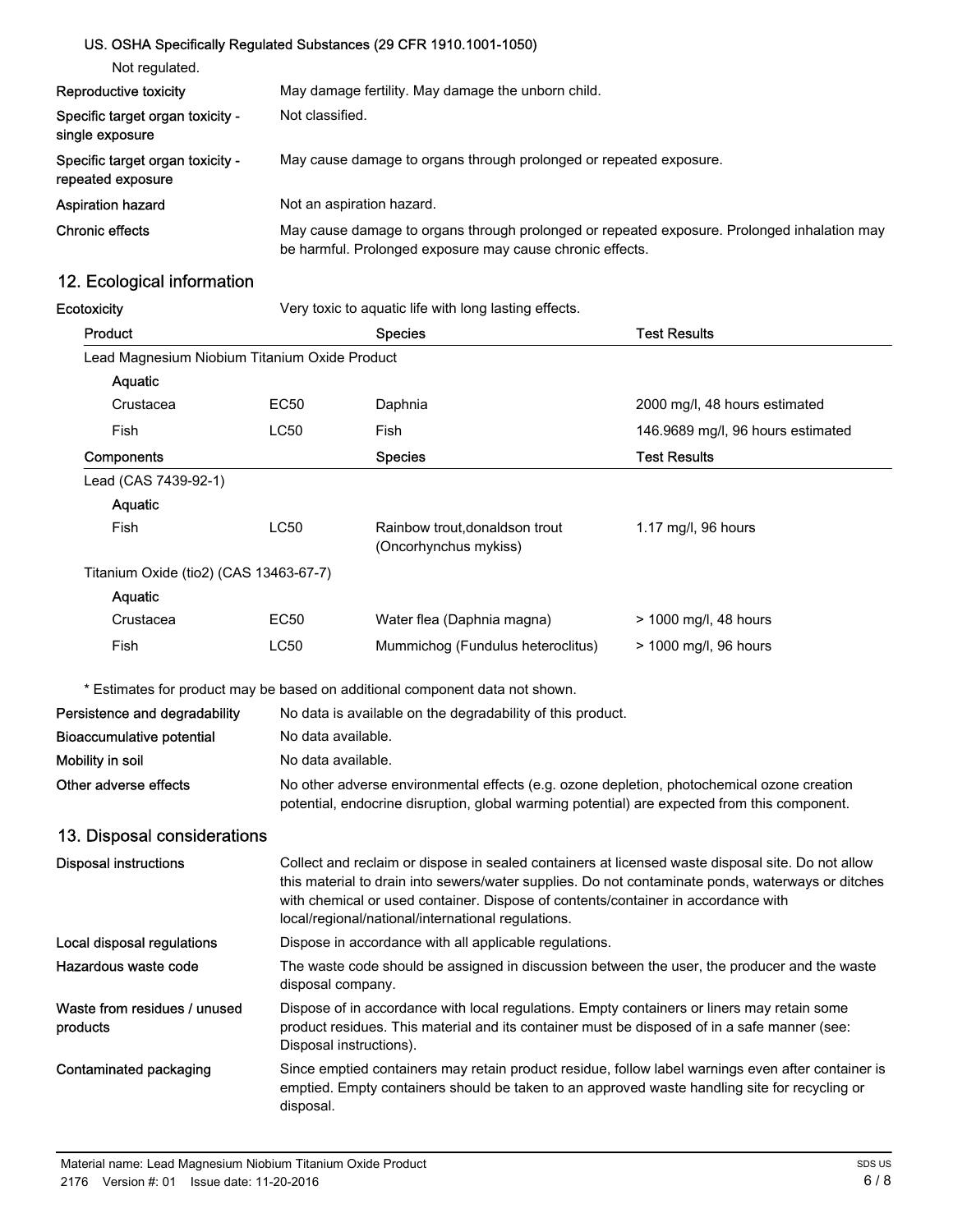**US. OSHA Specifically Regulated Substances (29 CFR 1910.1001-1050)**

Not regulated.

| | |
|---|---|
| **Reproductive toxicity** | May damage fertility. May damage the unborn child. |
| **Specific target organ toxicity - single exposure** | Not classified. |
| **Specific target organ toxicity - repeated exposure** | May cause damage to organs through prolonged or repeated exposure. |
| **Aspiration hazard** | Not an aspiration hazard. |
| **Chronic effects** | May cause damage to organs through prolonged or repeated exposure. Prolonged inhalation may be harmful. Prolonged exposure may cause chronic effects. |

## 12. Ecological information

**Ecotoxicity** Very toxic to aquatic life with long lasting effects.

| Product | | Species | Test Results |
|---|---|---|---|
| Lead Magnesium Niobium Titanium Oxide Product | | | |
| Aquatic | | | |
| Crustacea | EC50 | Daphnia | 2000 mg/l, 48 hours estimated |
| Fish | LC50 | Fish | 146.9689 mg/l, 96 hours estimated |
| **Components** | | **Species** | **Test Results** |
| Lead (CAS 7439-92-1) | | | |
| Aquatic | | | |
| Fish | LC50 | Rainbow trout,donaldson trout (Oncorhynchus mykiss) | 1.17 mg/l, 96 hours |
| Titanium Oxide (tio2) (CAS 13463-67-7) | | | |
| Aquatic | | | |
| Crustacea | EC50 | Water flea (Daphnia magna) | > 1000 mg/l, 48 hours |
| Fish | LC50 | Mummichog (Fundulus heteroclitus) | > 1000 mg/l, 96 hours |

* Estimates for product may be based on additional component data not shown.

| | |
|---|---|
| **Persistence and degradability** | No data is available on the degradability of this product. |
| **Bioaccumulative potential** | No data available. |
| **Mobility in soil** | No data available. |
| **Other adverse effects** | No other adverse environmental effects (e.g. ozone depletion, photochemical ozone creation potential, endocrine disruption, global warming potential) are expected from this component. |

## 13. Disposal considerations

| | |
|---|---|
| **Disposal instructions** | Collect and reclaim or dispose in sealed containers at licensed waste disposal site. Do not allow this material to drain into sewers/water supplies. Do not contaminate ponds, waterways or ditches with chemical or used container. Dispose of contents/container in accordance with local/regional/national/international regulations. |
| **Local disposal regulations** | Dispose in accordance with all applicable regulations. |
| **Hazardous waste code** | The waste code should be assigned in discussion between the user, the producer and the waste disposal company. |
| **Waste from residues / unused products** | Dispose of in accordance with local regulations. Empty containers or liners may retain some product residues. This material and its container must be disposed of in a safe manner (see: Disposal instructions). |
| **Contaminated packaging** | Since emptied containers may retain product residue, follow label warnings even after container is emptied. Empty containers should be taken to an approved waste handling site for recycling or disposal. |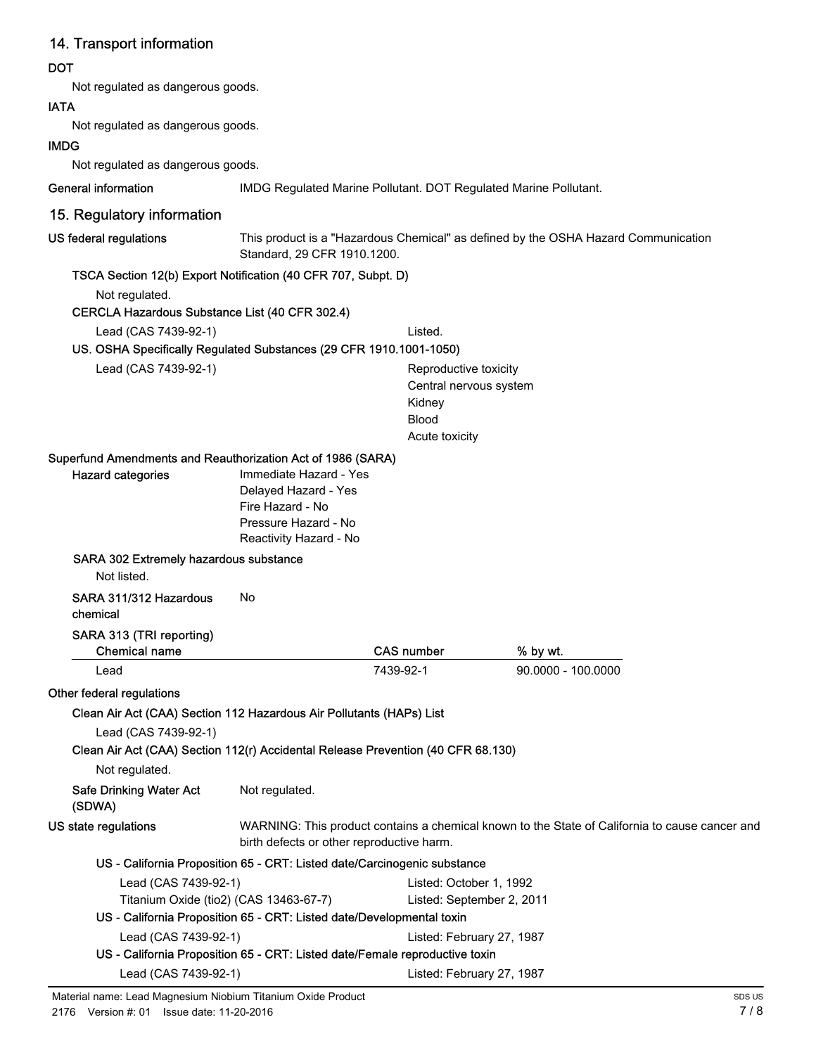## 14. Transport information

**DOT**

Not regulated as dangerous goods.

**IATA**

Not regulated as dangerous goods.

**IMDG**

Not regulated as dangerous goods.

**General information** IMDG Regulated Marine Pollutant. DOT Regulated Marine Pollutant.

## 15. Regulatory information

**US federal regulations** This product is a "Hazardous Chemical" as defined by the OSHA Hazard Communication Standard, 29 CFR 1910.1200.

**TSCA Section 12(b) Export Notification (40 CFR 707, Subpt. D)**

Not regulated.

**CERCLA Hazardous Substance List (40 CFR 302.4)**

Lead (CAS 7439-92-1) Listed.

**US. OSHA Specifically Regulated Substances (29 CFR 1910.1001-1050)**

Lead (CAS 7439-92-1)
- Reproductive toxicity
- Central nervous system
- Kidney
- Blood
- Acute toxicity

**Superfund Amendments and Reauthorization Act of 1986 (SARA)**

**Hazard categories**
- Immediate Hazard - Yes
- Delayed Hazard - Yes
- Fire Hazard - No
- Pressure Hazard - No
- Reactivity Hazard - No

**SARA 302 Extremely hazardous substance**

Not listed.

**SARA 311/312 Hazardous chemical** No

**SARA 313 (TRI reporting)**

| Chemical name | CAS number | % by wt. |
|---|---|---|
| Lead | 7439-92-1 | 90.0000 - 100.0000 |

**Other federal regulations**

**Clean Air Act (CAA) Section 112 Hazardous Air Pollutants (HAPs) List**

Lead (CAS 7439-92-1)

**Clean Air Act (CAA) Section 112(r) Accidental Release Prevention (40 CFR 68.130)**

Not regulated.

**Safe Drinking Water Act (SDWA)** Not regulated.

**US state regulations** WARNING: This product contains a chemical known to the State of California to cause cancer and birth defects or other reproductive harm.

**US - California Proposition 65 - CRT: Listed date/Carcinogenic substance**

Lead (CAS 7439-92-1) Listed: October 1, 1992
Titanium Oxide (tio2) (CAS 13463-67-7) Listed: September 2, 2011

**US - California Proposition 65 - CRT: Listed date/Developmental toxin**

Lead (CAS 7439-92-1) Listed: February 27, 1987

**US - California Proposition 65 - CRT: Listed date/Female reproductive toxin**

Lead (CAS 7439-92-1) Listed: February 27, 1987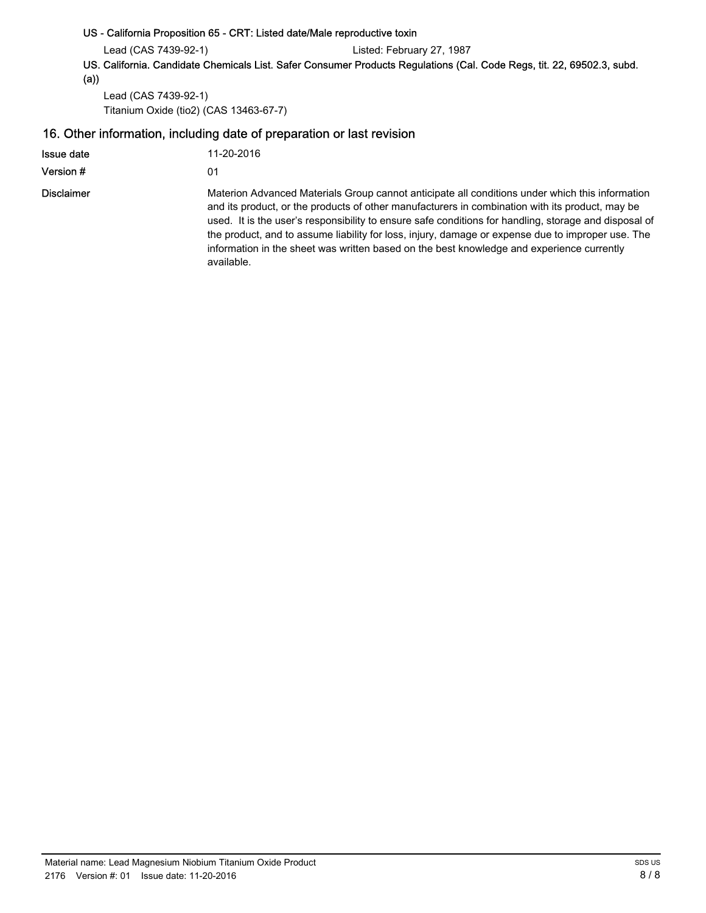**US - California Proposition 65 - CRT: Listed date/Male reproductive toxin**

Lead (CAS 7439-92-1) Listed: February 27, 1987

**US. California. Candidate Chemicals List. Safer Consumer Products Regulations (Cal. Code Regs, tit. 22, 69502.3, subd. (a))**

Lead (CAS 7439-92-1)
Titanium Oxide (tio2) (CAS 13463-67-7)

## 16. Other information, including date of preparation or last revision

| | |
|---|---|
| **Issue date** | 11-20-2016 |
| **Version #** | 01 |
| **Disclaimer** | Materion Advanced Materials Group cannot anticipate all conditions under which this information and its product, or the products of other manufacturers in combination with its product, may be used. It is the user's responsibility to ensure safe conditions for handling, storage and disposal of the product, and to assume liability for loss, injury, damage or expense due to improper use. The information in the sheet was written based on the best knowledge and experience currently available. |